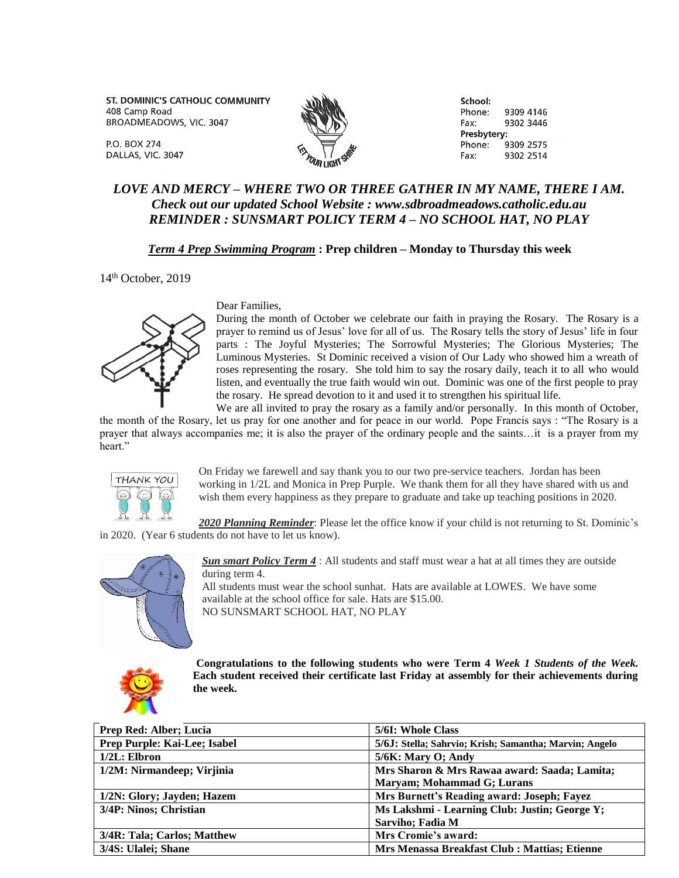ST. DOMINIC'S CATHOLIC COMMUNITY
408 Camp Road
BROADMEADOWS, VIC. 3047

P.O. BOX 274
DALLAS, VIC. 3047

LET YOUR LIGHT SHINE

School:
Phone: 9309 4146
Fax: 9302 3446
Presbytery:
Phone: 9309 2575
Fax: 9302 2514

***LOVE AND MERCY – WHERE TWO OR THREE GATHER IN MY NAME, THERE I AM.***
***Check out our updated School Website : www.sdbroadmeadows.catholic.edu.au***
***REMINDER : SUNSMART POLICY TERM 4 – NO SCHOOL HAT, NO PLAY***

***Term 4 Prep Swimming Program*** **: Prep children – Monday to Thursday this week**

14th October, 2019

Dear Families,

During the month of October we celebrate our faith in praying the Rosary. The Rosary is a prayer to remind us of Jesus' love for all of us. The Rosary tells the story of Jesus' life in four parts : The Joyful Mysteries; The Sorrowful Mysteries; The Glorious Mysteries; The Luminous Mysteries. St Dominic received a vision of Our Lady who showed him a wreath of roses representing the rosary. She told him to say the rosary daily, teach it to all who would listen, and eventually the true faith would win out. Dominic was one of the first people to pray the rosary. He spread devotion to it and used it to strengthen his spiritual life.

We are all invited to pray the rosary as a family and/or personally. In this month of October, the month of the Rosary, let us pray for one another and for peace in our world. Pope Francis says : "The Rosary is a prayer that always accompanies me; it is also the prayer of the ordinary people and the saints…it is a prayer from my heart."

On Friday we farewell and say thank you to our two pre-service teachers. Jordan has been working in 1/2L and Monica in Prep Purple. We thank them for all they have shared with us and wish them every happiness as they prepare to graduate and take up teaching positions in 2020.

***2020 Planning Reminder***: Please let the office know if your child is not returning to St. Dominic's in 2020. (Year 6 students do not have to let us know).

***Sun smart Policy Term 4*** : All students and staff must wear a hat at all times they are outside during term 4.
All students must wear the school sunhat. Hats are available at LOWES. We have some available at the school office for sale. Hats are $15.00.
NO SUNSMART SCHOOL HAT, NO PLAY

**Congratulations to the following students who were Term 4 *Week 1 Students of the Week.* Each student received their certificate last Friday at assembly for their achievements during the week.**

| | |
|---|---|
| **Prep Red: Alber; Lucia** | **5/6I: Whole Class** |
| **Prep Purple: Kai-Lee; Isabel** | **5/6J: Stella; Sahrvio; Krish; Samantha; Marvin; Angelo** |
| **1/2L: Elbron** | **5/6K: Mary O; Andy** |
| **1/2M: Nirmandeep; Virjinia** | **Mrs Sharon & Mrs Rawaa award: Saada; Lamita; Maryam; Mohammad G; Lurans** |
| **1/2N: Glory; Jayden; Hazem** | **Mrs Burnett's Reading award: Joseph; Fayez** |
| **3/4P: Ninos; Christian** | **Ms Lakshmi - Learning Club: Justin; George Y; Sarviho; Fadia M** |
| **3/4R: Tala; Carlos; Matthew** | **Mrs Cromie's award:** |
| **3/4S: Ulalei; Shane** | **Mrs Menassa Breakfast Club : Mattias; Etienne** |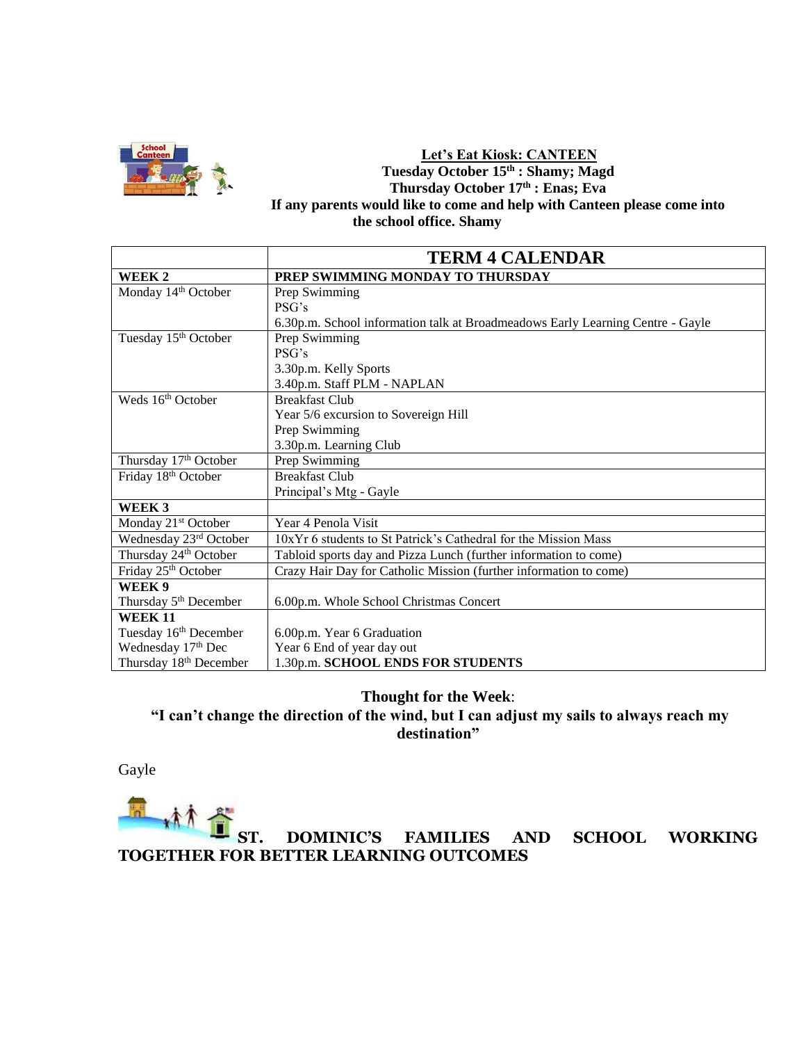**Let's Eat Kiosk: CANTEEN**
**Tuesday October 15th : Shamy; Magd**
**Thursday October 17th : Enas; Eva**
**If any parents would like to come and help with Canteen please come into the school office. Shamy**

| | **TERM 4 CALENDAR** |
|---|---|
| **WEEK 2** | **PREP SWIMMING MONDAY TO THURSDAY** |
| Monday 14th October | Prep Swimming<br>PSG's<br>6.30p.m. School information talk at Broadmeadows Early Learning Centre - Gayle |
| Tuesday 15th October | Prep Swimming<br>PSG's<br>3.30p.m. Kelly Sports<br>3.40p.m. Staff PLM - NAPLAN |
| Weds 16th October | Breakfast Club<br>Year 5/6 excursion to Sovereign Hill<br>Prep Swimming<br>3.30p.m. Learning Club |
| Thursday 17th October | Prep Swimming |
| Friday 18th October | Breakfast Club<br>Principal's Mtg - Gayle |
| **WEEK 3** | |
| Monday 21st October | Year 4 Penola Visit |
| Wednesday 23rd October | 10xYr 6 students to St Patrick's Cathedral for the Mission Mass |
| Thursday 24th October | Tabloid sports day and Pizza Lunch (further information to come) |
| Friday 25th October | Crazy Hair Day for Catholic Mission (further information to come) |
| **WEEK 9**<br>Thursday 5th December | 6.00p.m. Whole School Christmas Concert |
| **WEEK 11**<br>Tuesday 16th December<br>Wednesday 17th Dec<br>Thursday 18th December | 6.00p.m. Year 6 Graduation<br>Year 6 End of year day out<br>1.30p.m. **SCHOOL ENDS FOR STUDENTS** |

**Thought for the Week**:
**"I can't change the direction of the wind, but I can adjust my sails to always reach my destination"**

Gayle

**ST. DOMINIC'S FAMILIES AND SCHOOL WORKING TOGETHER FOR BETTER LEARNING OUTCOMES**